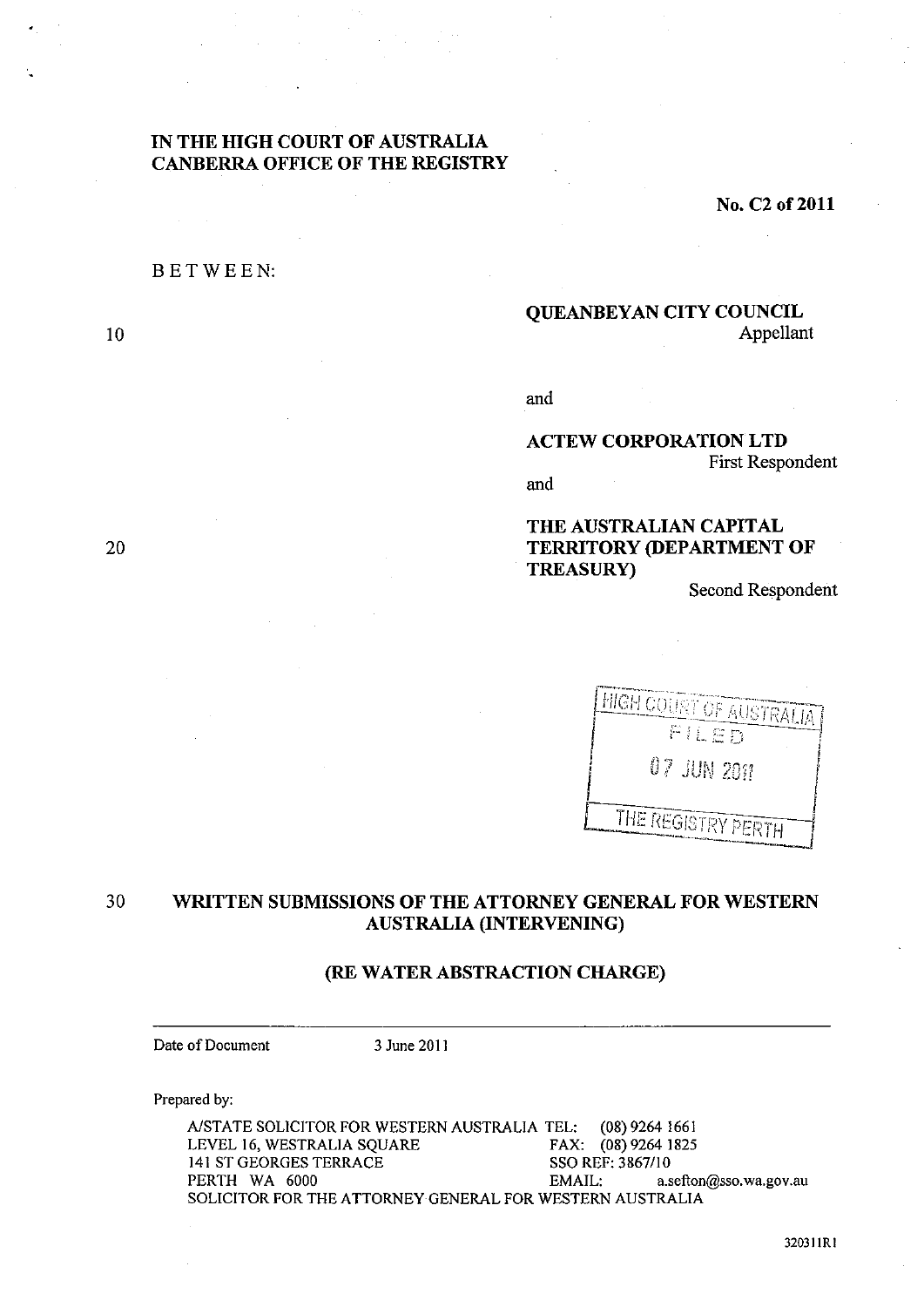IN THE HIGH COURT OF AUSTRALIA
CANBERRA OFFICE OF THE REGISTRY

No. C2 of 2011

BETWEEN:

**QUEANBEYAN CITY COUNCIL**
Appellant

and

**ACTEW CORPORATION LTD**
First Respondent

and

**THE AUSTRALIAN CAPITAL TERRITORY (DEPARTMENT OF TREASURY)**
Second Respondent

HIGH COURT OF AUSTRALIA
FILED
07 JUN 2011
THE REGISTRY PERTH

**WRITTEN SUBMISSIONS OF THE ATTORNEY GENERAL FOR WESTERN AUSTRALIA (INTERVENING)**

**(RE WATER ABSTRACTION CHARGE)**

Date of Document 3 June 2011

Prepared by:

A/STATE SOLICITOR FOR WESTERN AUSTRALIA
LEVEL 16, WESTRALIA SQUARE
141 ST GEORGES TERRACE
PERTH WA 6000
TEL: (08) 9264 1661
FAX: (08) 9264 1825
SSO REF: 3867/10
EMAIL: a.sefton@sso.wa.gov.au
SOLICITOR FOR THE ATTORNEY GENERAL FOR WESTERN AUSTRALIA

320311R1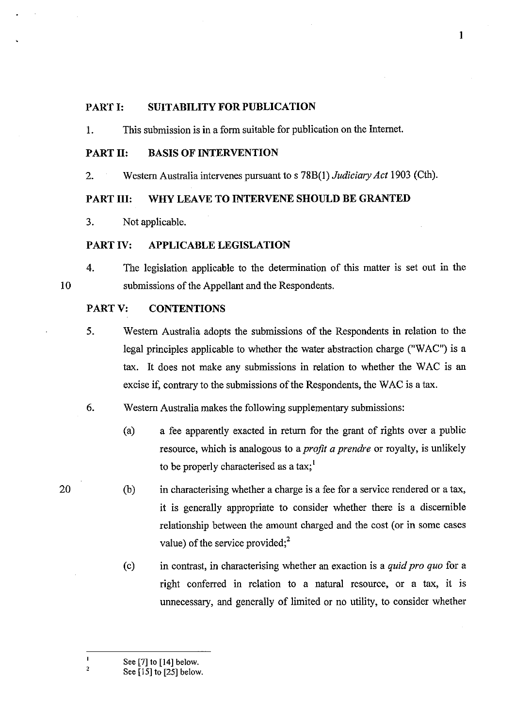## PART I: SUITABILITY FOR PUBLICATION

1. This submission is in a form suitable for publication on the Internet.

## PART II: BASIS OF INTERVENTION

2. Western Australia intervenes pursuant to s 78B(1) *Judiciary Act* 1903 (Cth).

## PART III: WHY LEAVE TO INTERVENE SHOULD BE GRANTED

3. Not applicable.

## PART IV: APPLICABLE LEGISLATION

4. The legislation applicable to the determination of this matter is set out in the submissions of the Appellant and the Respondents.

## PART V: CONTENTIONS

5. Western Australia adopts the submissions of the Respondents in relation to the legal principles applicable to whether the water abstraction charge ("WAC") is a tax. It does not make any submissions in relation to whether the WAC is an excise if, contrary to the submissions of the Respondents, the WAC is a tax.

6. Western Australia makes the following supplementary submissions:

   (a) a fee apparently exacted in return for the grant of rights over a public resource, which is analogous to a *profit a prendre* or royalty, is unlikely to be properly characterised as a tax;[1]

   (b) in characterising whether a charge is a fee for a service rendered or a tax, it is generally appropriate to consider whether there is a discernible relationship between the amount charged and the cost (or in some cases value) of the service provided;[2]

   (c) in contrast, in characterising whether an exaction is a *quid pro quo* for a right conferred in relation to a natural resource, or a tax, it is unnecessary, and generally of limited or no utility, to consider whether

---

[1] See [7] to [14] below.

[2] See [15] to [25] below.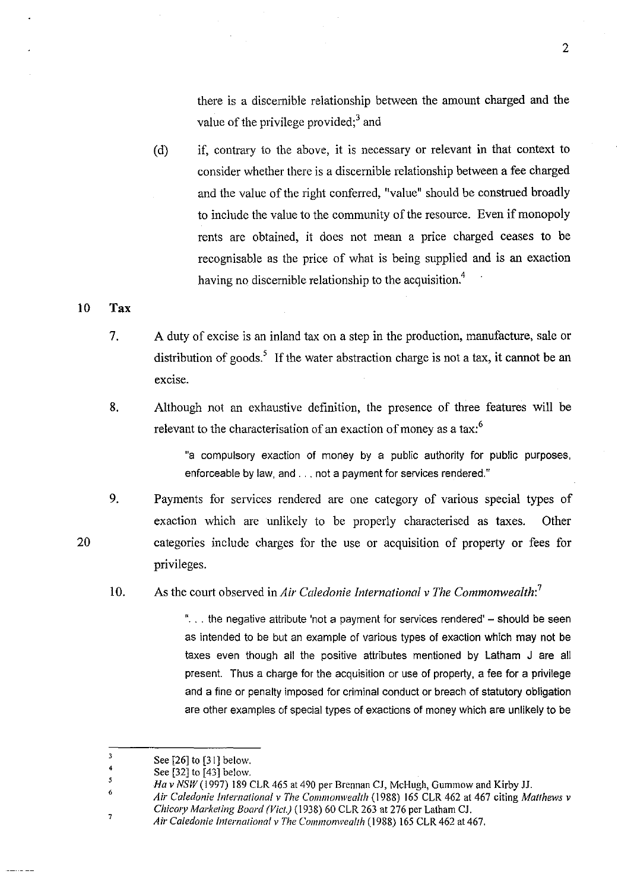there is a discernible relationship between the amount charged and the value of the privilege provided;[3] and

(d) if, contrary to the above, it is necessary or relevant in that context to consider whether there is a discernible relationship between a fee charged and the value of the right conferred, "value" should be construed broadly to include the value to the community of the resource. Even if monopoly rents are obtained, it does not mean a price charged ceases to be recognisable as the price of what is being supplied and is an exaction having no discernible relationship to the acquisition.[4]

## Tax

7. A duty of excise is an inland tax on a step in the production, manufacture, sale or distribution of goods.[5] If the water abstraction charge is not a tax, it cannot be an excise.

8. Although not an exhaustive definition, the presence of three features will be relevant to the characterisation of an exaction of money as a tax:[6]

> "a compulsory exaction of money by a public authority for public purposes, enforceable by law, and . . . not a payment for services rendered."

9. Payments for services rendered are one category of various special types of exaction which are unlikely to be properly characterised as taxes. Other categories include charges for the use or acquisition of property or fees for privileges.

10. As the court observed in *Air Caledonie International v The Commonwealth*:[7]

> ". . . the negative attribute 'not a payment for services rendered' – should be seen as intended to be but an example of various types of exaction which may not be taxes even though all the positive attributes mentioned by Latham J are all present. Thus a charge for the acquisition or use of property, a fee for a privilege and a fine or penalty imposed for criminal conduct or breach of statutory obligation are other examples of special types of exactions of money which are unlikely to be

---

3 See [26] to [31] below.

4 See [32] to [43] below.

5 *Ha v NSW* (1997) 189 CLR 465 at 490 per Brennan CJ, McHugh, Gummow and Kirby JJ.

6 *Air Caledonie International v The Commonwealth* (1988) 165 CLR 462 at 467 citing *Matthews v Chicory Marketing Board (Vict.)* (1938) 60 CLR 263 at 276 per Latham CJ.

7 *Air Caledonie International v The Commonwealth* (1988) 165 CLR 462 at 467.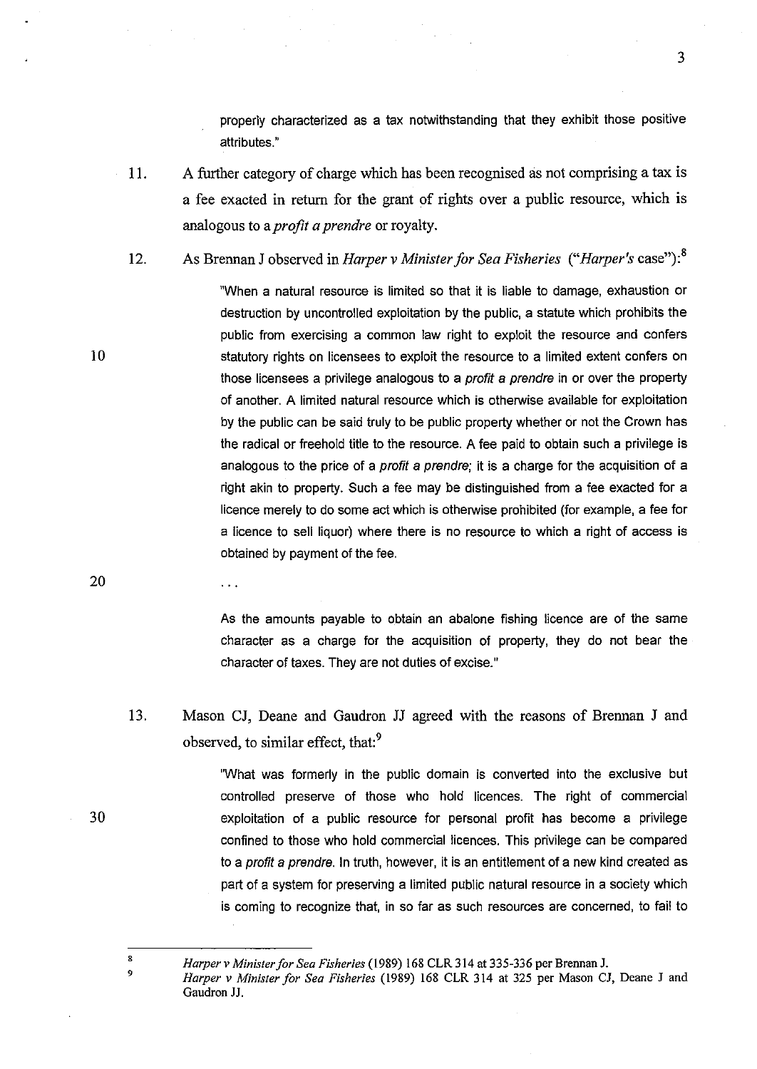properly characterized as a tax notwithstanding that they exhibit those positive attributes."

11. A further category of charge which has been recognised as not comprising a tax is a fee exacted in return for the grant of rights over a public resource, which is analogous to a *profit a prendre* or royalty.

12. As Brennan J observed in *Harper v Minister for Sea Fisheries* ("*Harper's* case"):[8]

> "When a natural resource is limited so that it is liable to damage, exhaustion or destruction by uncontrolled exploitation by the public, a statute which prohibits the public from exercising a common law right to exploit the resource and confers statutory rights on licensees to exploit the resource to a limited extent confers on those licensees a privilege analogous to a *profit a prendre* in or over the property of another. A limited natural resource which is otherwise available for exploitation by the public can be said truly to be public property whether or not the Crown has the radical or freehold title to the resource. A fee paid to obtain such a privilege is analogous to the price of a *profit a prendre*; it is a charge for the acquisition of a right akin to property. Such a fee may be distinguished from a fee exacted for a licence merely to do some act which is otherwise prohibited (for example, a fee for a licence to sell liquor) where there is no resource to which a right of access is obtained by payment of the fee.
>
> ...
>
> As the amounts payable to obtain an abalone fishing licence are of the same character as a charge for the acquisition of property, they do not bear the character of taxes. They are not duties of excise."

13. Mason CJ, Deane and Gaudron JJ agreed with the reasons of Brennan J and observed, to similar effect, that:[9]

> "What was formerly in the public domain is converted into the exclusive but controlled preserve of those who hold licences. The right of commercial exploitation of a public resource for personal profit has become a privilege confined to those who hold commercial licences. This privilege can be compared to a *profit a prendre*. In truth, however, it is an entitlement of a new kind created as part of a system for preserving a limited public natural resource in a society which is coming to recognize that, in so far as such resources are concerned, to fail to

---

[8] *Harper v Minister for Sea Fisheries* (1989) 168 CLR 314 at 335-336 per Brennan J.

[9] *Harper v Minister for Sea Fisheries* (1989) 168 CLR 314 at 325 per Mason CJ, Deane J and Gaudron JJ.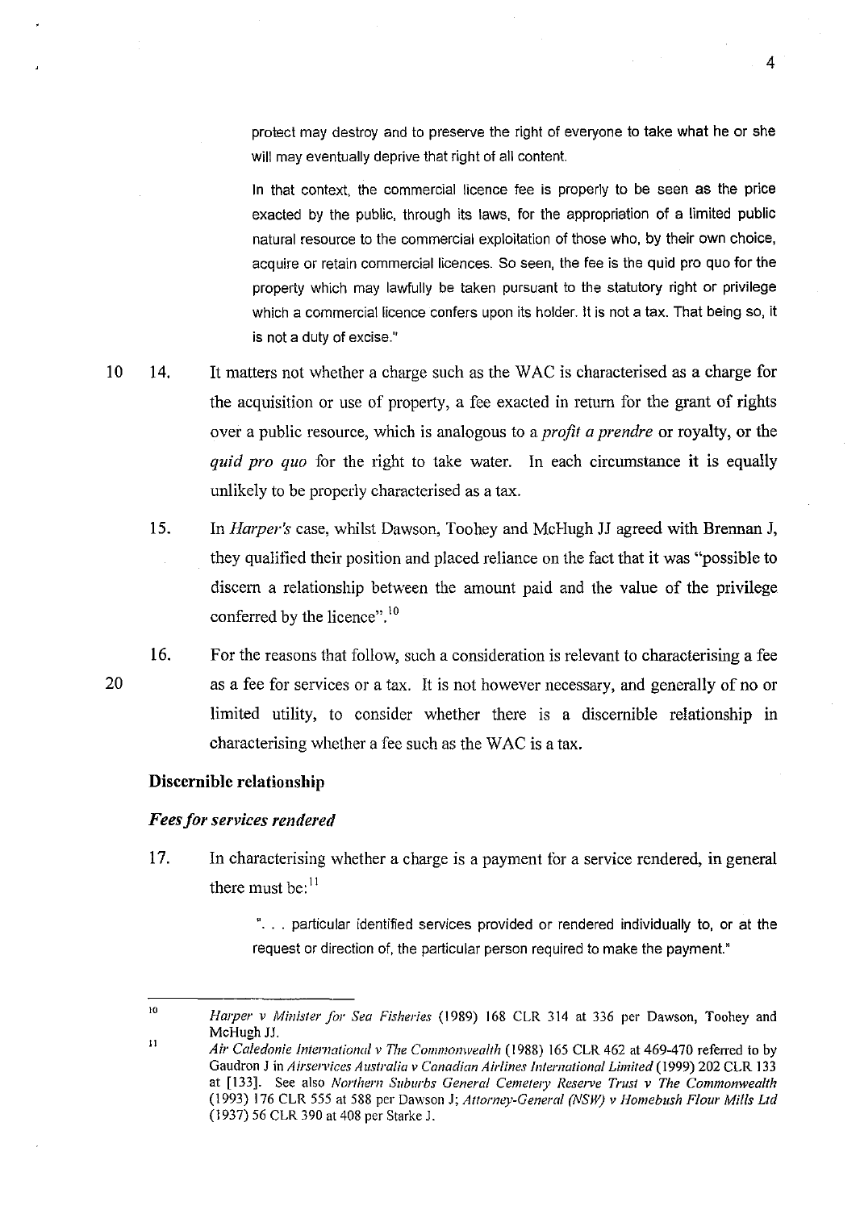> protect may destroy and to preserve the right of everyone to take what he or she will may eventually deprive that right of all content.
>
> In that context, the commercial licence fee is properly to be seen as the price exacted by the public, through its laws, for the appropriation of a limited public natural resource to the commercial exploitation of those who, by their own choice, acquire or retain commercial licences. So seen, the fee is the quid pro quo for the property which may lawfully be taken pursuant to the statutory right or privilege which a commercial licence confers upon its holder. It is not a tax. That being so, it is not a duty of excise."

14. It matters not whether a charge such as the WAC is characterised as a charge for the acquisition or use of property, a fee exacted in return for the grant of rights over a public resource, which is analogous to a *profit a prendre* or royalty, or the *quid pro quo* for the right to take water. In each circumstance it is equally unlikely to be properly characterised as a tax.

15. In *Harper's* case, whilst Dawson, Toohey and McHugh JJ agreed with Brennan J, they qualified their position and placed reliance on the fact that it was "possible to discern a relationship between the amount paid and the value of the privilege conferred by the licence".[10]

16. For the reasons that follow, such a consideration is relevant to characterising a fee as a fee for services or a tax. It is not however necessary, and generally of no or limited utility, to consider whether there is a discernible relationship in characterising whether a fee such as the WAC is a tax.

### Discernible relationship

#### *Fees for services rendered*

17. In characterising whether a charge is a payment for a service rendered, in general there must be:[11]

> ". . . particular identified services provided or rendered individually to, or at the request or direction of, the particular person required to make the payment."

---

[10] *Harper v Minister for Sea Fisheries* (1989) 168 CLR 314 at 336 per Dawson, Toohey and McHugh JJ.

[11] *Air Caledonie International v The Commonwealth* (1988) 165 CLR 462 at 469-470 referred to by Gaudron J in *Airservices Australia v Canadian Airlines International Limited* (1999) 202 CLR 133 at [133]. See also *Northern Suburbs General Cemetery Reserve Trust v The Commonwealth* (1993) 176 CLR 555 at 588 per Dawson J; *Attorney-General (NSW) v Homebush Flour Mills Ltd* (1937) 56 CLR 390 at 408 per Starke J.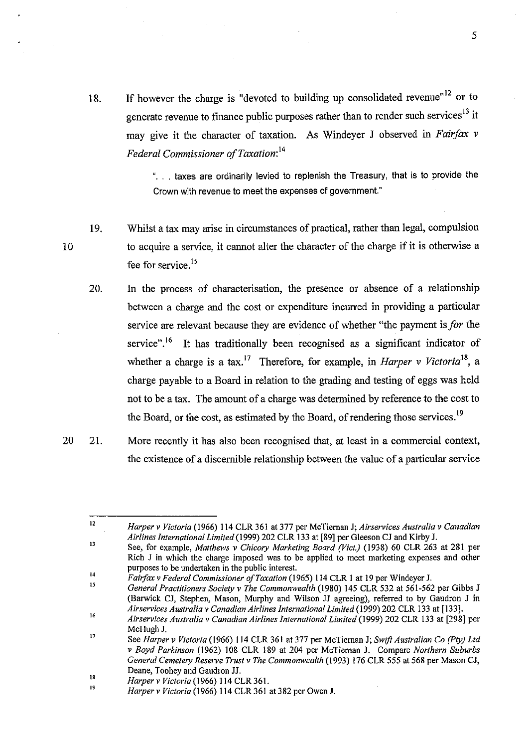18. If however the charge is "devoted to building up consolidated revenue"[12] or to generate revenue to finance public purposes rather than to render such services[13] it may give it the character of taxation. As Windeyer J observed in *Fairfax v Federal Commissioner of Taxation*:[14]

> ". . . taxes are ordinarily levied to replenish the Treasury, that is to provide the Crown with revenue to meet the expenses of government."

19. Whilst a tax may arise in circumstances of practical, rather than legal, compulsion to acquire a service, it cannot alter the character of the charge if it is otherwise a fee for service.[15]

20. In the process of characterisation, the presence or absence of a relationship between a charge and the cost or expenditure incurred in providing a particular service are relevant because they are evidence of whether "the payment is *for* the service".[16] It has traditionally been recognised as a significant indicator of whether a charge is a tax.[17] Therefore, for example, in *Harper v Victoria*[18], a charge payable to a Board in relation to the grading and testing of eggs was held not to be a tax. The amount of a charge was determined by reference to the cost to the Board, or the cost, as estimated by the Board, of rendering those services.[19]

21. More recently it has also been recognised that, at least in a commercial context, the existence of a discernible relationship between the value of a particular service

---

[12] *Harper v Victoria* (1966) 114 CLR 361 at 377 per McTiernan J; *Airservices Australia v Canadian Airlines International Limited* (1999) 202 CLR 133 at [89] per Gleeson CJ and Kirby J.

[13] See, for example, *Matthews v Chicory Marketing Board (Vict.)* (1938) 60 CLR 263 at 281 per Rich J in which the charge imposed was to be applied to meet marketing expenses and other purposes to be undertaken in the public interest.

[14] *Fairfax v Federal Commissioner of Taxation* (1965) 114 CLR 1 at 19 per Windeyer J.

[15] *General Practitioners Society v The Commonwealth* (1980) 145 CLR 532 at 561-562 per Gibbs J (Barwick CJ, Stephen, Mason, Murphy and Wilson JJ agreeing), referred to by Gaudron J in *Airservices Australia v Canadian Airlines International Limited* (1999) 202 CLR 133 at [133].

[16] *Airservices Australia v Canadian Airlines International Limited* (1999) 202 CLR 133 at [298] per McHugh J.

[17] See *Harper v Victoria* (1966) 114 CLR 361 at 377 per McTiernan J; *Swift Australian Co (Pty) Ltd v Boyd Parkinson* (1962) 108 CLR 189 at 204 per McTiernan J. Compare *Northern Suburbs General Cemetery Reserve Trust v The Commonwealth* (1993) 176 CLR 555 at 568 per Mason CJ, Deane, Toohey and Gaudron JJ.

[18] *Harper v Victoria* (1966) 114 CLR 361.

[19] *Harper v Victoria* (1966) 114 CLR 361 at 382 per Owen J.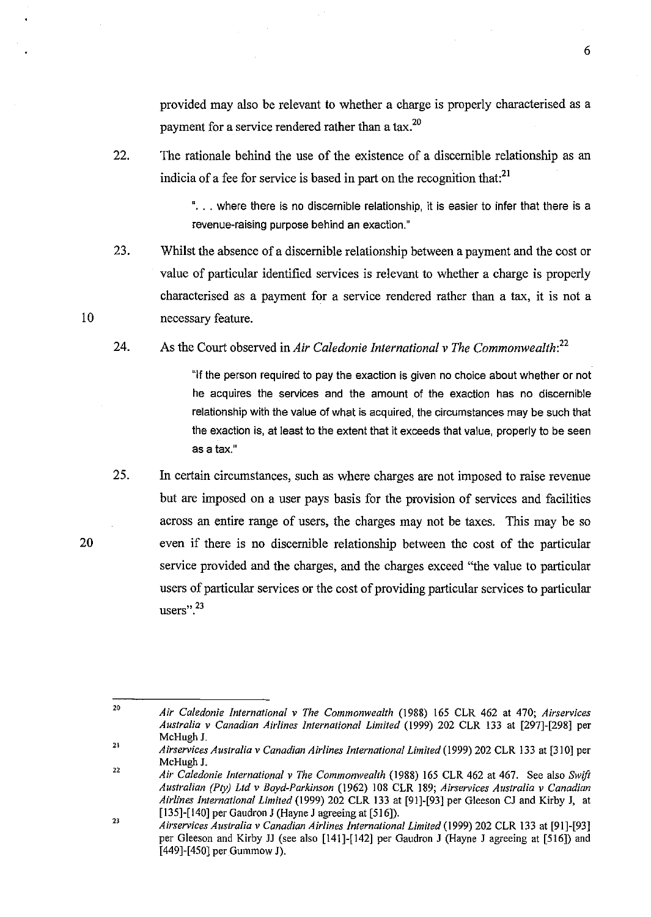provided may also be relevant to whether a charge is properly characterised as a payment for a service rendered rather than a tax.[20]

22. The rationale behind the use of the existence of a discernible relationship as an indicia of a fee for service is based in part on the recognition that:[21]

> ". . . where there is no discernible relationship, it is easier to infer that there is a revenue-raising purpose behind an exaction."

23. Whilst the absence of a discernible relationship between a payment and the cost or value of particular identified services is relevant to whether a charge is properly characterised as a payment for a service rendered rather than a tax, it is not a necessary feature.

24. As the Court observed in *Air Caledonie International v The Commonwealth*:[22]

> "If the person required to pay the exaction is given no choice about whether or not he acquires the services and the amount of the exaction has no discernible relationship with the value of what is acquired, the circumstances may be such that the exaction is, at least to the extent that it exceeds that value, properly to be seen as a tax."

25. In certain circumstances, such as where charges are not imposed to raise revenue but are imposed on a user pays basis for the provision of services and facilities across an entire range of users, the charges may not be taxes. This may be so even if there is no discernible relationship between the cost of the particular service provided and the charges, and the charges exceed "the value to particular users of particular services or the cost of providing particular services to particular users".[23]

---

[20] *Air Caledonie International v The Commonwealth* (1988) 165 CLR 462 at 470; *Airservices Australia v Canadian Airlines International Limited* (1999) 202 CLR 133 at [297]-[298] per McHugh J.

[21] *Airservices Australia v Canadian Airlines International Limited* (1999) 202 CLR 133 at [310] per McHugh J.

[22] *Air Caledonie International v The Commonwealth* (1988) 165 CLR 462 at 467. See also *Swift Australian (Pty) Ltd v Boyd-Parkinson* (1962) 108 CLR 189; *Airservices Australia v Canadian Airlines International Limited* (1999) 202 CLR 133 at [91]-[93] per Gleeson CJ and Kirby J, at [135]-[140] per Gaudron J (Hayne J agreeing at [516]).

[23] *Airservices Australia v Canadian Airlines International Limited* (1999) 202 CLR 133 at [91]-[93] per Gleeson and Kirby JJ (see also [141]-[142] per Gaudron J (Hayne J agreeing at [516]) and [449]-[450] per Gummow J).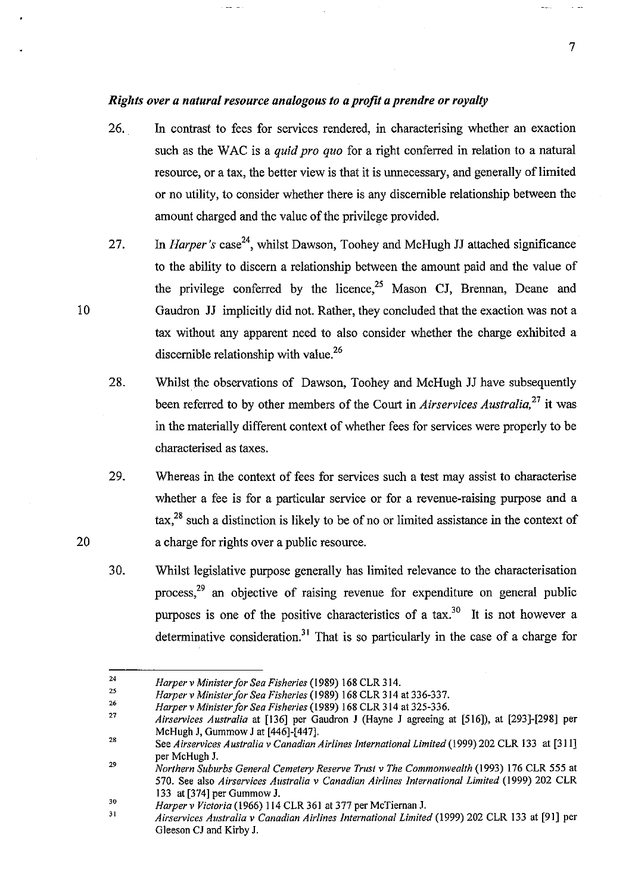### *Rights over a natural resource analogous to a profit a prendre or royalty*

26. In contrast to fees for services rendered, in characterising whether an exaction such as the WAC is a *quid pro quo* for a right conferred in relation to a natural resource, or a tax, the better view is that it is unnecessary, and generally of limited or no utility, to consider whether there is any discernible relationship between the amount charged and the value of the privilege provided.

27. In *Harper's* case[24], whilst Dawson, Toohey and McHugh JJ attached significance to the ability to discern a relationship between the amount paid and the value of the privilege conferred by the licence,[25] Mason CJ, Brennan, Deane and Gaudron JJ implicitly did not. Rather, they concluded that the exaction was not a tax without any apparent need to also consider whether the charge exhibited a discernible relationship with value.[26]

28. Whilst the observations of Dawson, Toohey and McHugh JJ have subsequently been referred to by other members of the Court in *Airservices Australia,*[27] it was in the materially different context of whether fees for services were properly to be characterised as taxes.

29. Whereas in the context of fees for services such a test may assist to characterise whether a fee is for a particular service or for a revenue-raising purpose and a tax,[28] such a distinction is likely to be of no or limited assistance in the context of a charge for rights over a public resource.

30. Whilst legislative purpose generally has limited relevance to the characterisation process,[29] an objective of raising revenue for expenditure on general public purposes is one of the positive characteristics of a tax.[30] It is not however a determinative consideration.[31] That is so particularly in the case of a charge for

---

[24] *Harper v Minister for Sea Fisheries* (1989) 168 CLR 314.

[25] *Harper v Minister for Sea Fisheries* (1989) 168 CLR 314 at 336-337.

[26] *Harper v Minister for Sea Fisheries* (1989) 168 CLR 314 at 325-336.

[27] *Airservices Australia* at [136] per Gaudron J (Hayne J agreeing at [516]), at [293]-[298] per McHugh J, Gummow J at [446]-[447].

[28] See *Airservices Australia v Canadian Airlines International Limited* (1999) 202 CLR 133 at [311] per McHugh J.

[29] *Northern Suburbs General Cemetery Reserve Trust v The Commonwealth* (1993) 176 CLR 555 at 570. See also *Airservices Australia v Canadian Airlines International Limited* (1999) 202 CLR 133 at [374] per Gummow J.

[30] *Harper v Victoria* (1966) 114 CLR 361 at 377 per McTiernan J.

[31] *Airservices Australia v Canadian Airlines International Limited* (1999) 202 CLR 133 at [91] per Gleeson CJ and Kirby J.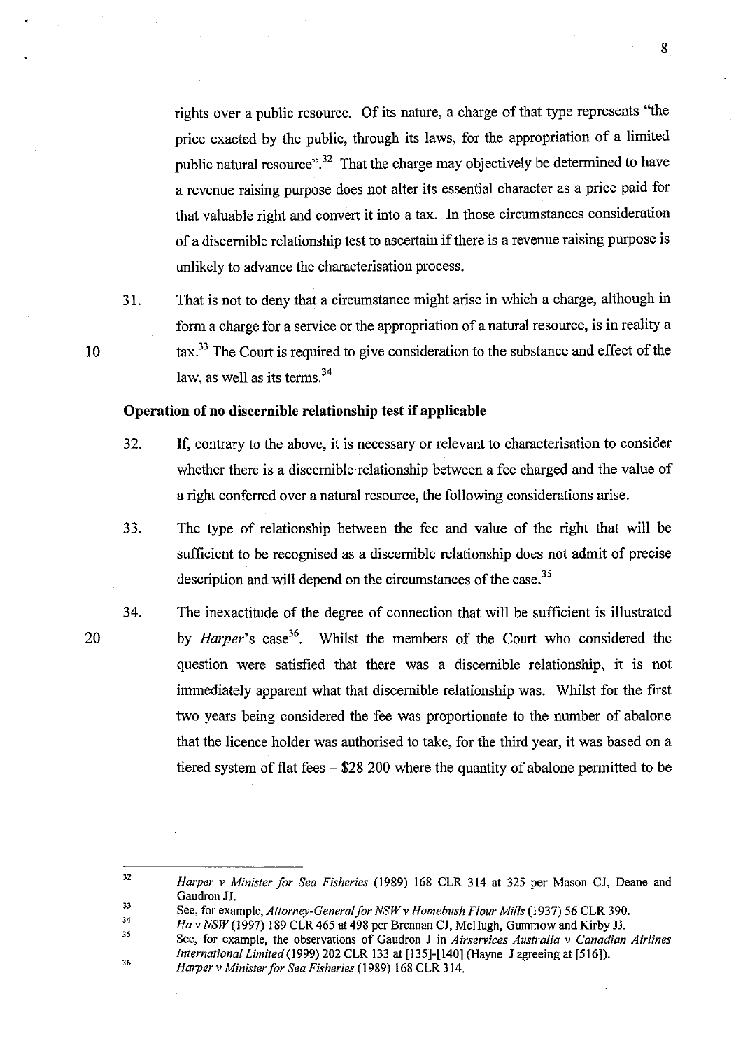rights over a public resource. Of its nature, a charge of that type represents "the price exacted by the public, through its laws, for the appropriation of a limited public natural resource".[32] That the charge may objectively be determined to have a revenue raising purpose does not alter its essential character as a price paid for that valuable right and convert it into a tax. In those circumstances consideration of a discernible relationship test to ascertain if there is a revenue raising purpose is unlikely to advance the characterisation process.

31. That is not to deny that a circumstance might arise in which a charge, although in form a charge for a service or the appropriation of a natural resource, is in reality a tax.[33] The Court is required to give consideration to the substance and effect of the law, as well as its terms.[34]

**Operation of no discernible relationship test if applicable**

32. If, contrary to the above, it is necessary or relevant to characterisation to consider whether there is a discernible relationship between a fee charged and the value of a right conferred over a natural resource, the following considerations arise.

33. The type of relationship between the fee and value of the right that will be sufficient to be recognised as a discernible relationship does not admit of precise description and will depend on the circumstances of the case.[35]

34. The inexactitude of the degree of connection that will be sufficient is illustrated by *Harper*'s case[36]. Whilst the members of the Court who considered the question were satisfied that there was a discernible relationship, it is not immediately apparent what that discernible relationship was. Whilst for the first two years being considered the fee was proportionate to the number of abalone that the licence holder was authorised to take, for the third year, it was based on a tiered system of flat fees – $28 200 where the quantity of abalone permitted to be

---

[32] *Harper v Minister for Sea Fisheries* (1989) 168 CLR 314 at 325 per Mason CJ, Deane and Gaudron JJ.

[33] See, for example, *Attorney-General for NSW v Homebush Flour Mills* (1937) 56 CLR 390.

[34] *Ha v NSW* (1997) 189 CLR 465 at 498 per Brennan CJ, McHugh, Gummow and Kirby JJ.

[35] See, for example, the observations of Gaudron J in *Airservices Australia v Canadian Airlines International Limited* (1999) 202 CLR 133 at [135]-[140] (Hayne J agreeing at [516]).

[36] *Harper v Minister for Sea Fisheries* (1989) 168 CLR 314.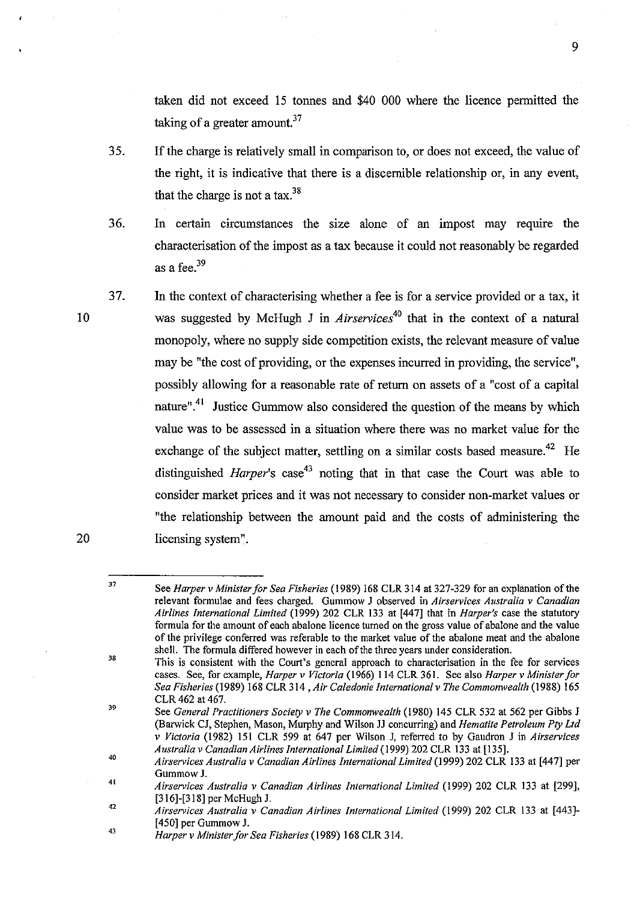taken did not exceed 15 tonnes and $40 000 where the licence permitted the taking of a greater amount.[37]

35. If the charge is relatively small in comparison to, or does not exceed, the value of the right, it is indicative that there is a discernible relationship or, in any event, that the charge is not a tax.[38]

36. In certain circumstances the size alone of an impost may require the characterisation of the impost as a tax because it could not reasonably be regarded as a fee.[39]

37. In the context of characterising whether a fee is for a service provided or a tax, it was suggested by McHugh J in *Airservices*[40] that in the context of a natural monopoly, where no supply side competition exists, the relevant measure of value may be "the cost of providing, or the expenses incurred in providing, the service", possibly allowing for a reasonable rate of return on assets of a "cost of a capital nature".[41] Justice Gummow also considered the question of the means by which value was to be assessed in a situation where there was no market value for the exchange of the subject matter, settling on a similar costs based measure.[42] He distinguished *Harper*'s case[43] noting that in that case the Court was able to consider market prices and it was not necessary to consider non-market values or "the relationship between the amount paid and the costs of administering the licensing system".

---

[37] See *Harper v Minister for Sea Fisheries* (1989) 168 CLR 314 at 327-329 for an explanation of the relevant formulae and fees charged. Gummow J observed in *Airservices Australia v Canadian Airlines International Limited* (1999) 202 CLR 133 at [447] that in *Harper's* case the statutory formula for the amount of each abalone licence turned on the gross value of abalone and the value of the privilege conferred was referable to the market value of the abalone meat and the abalone shell. The formula differed however in each of the three years under consideration.

[38] This is consistent with the Court's general approach to characterisation in the fee for services cases. See, for example, *Harper v Victoria* (1966) 114 CLR 361. See also *Harper v Minister for Sea Fisheries* (1989) 168 CLR 314 , *Air Caledonie International v The Commonwealth* (1988) 165 CLR 462 at 467.

[39] See *General Practitioners Society v The Commonwealth* (1980) 145 CLR 532 at 562 per Gibbs J (Barwick CJ, Stephen, Mason, Murphy and Wilson JJ concurring) and *Hematite Petroleum Pty Ltd v Victoria* (1982) 151 CLR 599 at 647 per Wilson J, referred to by Gaudron J in *Airservices Australia v Canadian Airlines International Limited* (1999) 202 CLR 133 at [135].

[40] *Airservices Australia v Canadian Airlines International Limited* (1999) 202 CLR 133 at [447] per Gummow J.

[41] *Airservices Australia v Canadian Airlines International Limited* (1999) 202 CLR 133 at [299], [316]-[318] per McHugh J.

[42] *Airservices Australia v Canadian Airlines International Limited* (1999) 202 CLR 133 at [443]-[450] per Gummow J.

[43] *Harper v Minister for Sea Fisheries* (1989) 168 CLR 314.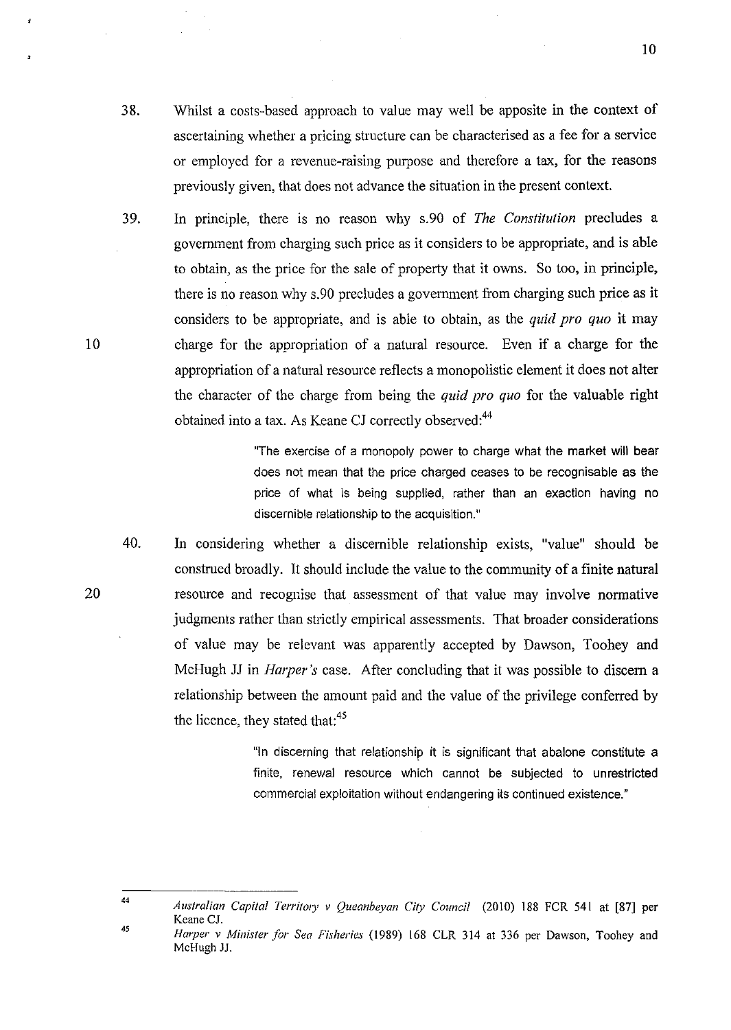38. Whilst a costs-based approach to value may well be apposite in the context of ascertaining whether a pricing structure can be characterised as a fee for a service or employed for a revenue-raising purpose and therefore a tax, for the reasons previously given, that does not advance the situation in the present context.

39. In principle, there is no reason why s.90 of *The Constitution* precludes a government from charging such price as it considers to be appropriate, and is able to obtain, as the price for the sale of property that it owns. So too, in principle, there is no reason why s.90 precludes a government from charging such price as it considers to be appropriate, and is able to obtain, as the *quid pro quo* it may charge for the appropriation of a natural resource. Even if a charge for the appropriation of a natural resource reflects a monopolistic element it does not alter the character of the charge from being the *quid pro quo* for the valuable right obtained into a tax. As Keane CJ correctly observed:[44]

> "The exercise of a monopoly power to charge what the market will bear does not mean that the price charged ceases to be recognisable as the price of what is being supplied, rather than an exaction having no discernible relationship to the acquisition."

40. In considering whether a discernible relationship exists, "value" should be construed broadly. It should include the value to the community of a finite natural resource and recognise that assessment of that value may involve normative judgments rather than strictly empirical assessments. That broader considerations of value may be relevant was apparently accepted by Dawson, Toohey and McHugh JJ in *Harper's* case. After concluding that it was possible to discern a relationship between the amount paid and the value of the privilege conferred by the licence, they stated that:[45]

> "In discerning that relationship it is significant that abalone constitute a finite, renewal resource which cannot be subjected to unrestricted commercial exploitation without endangering its continued existence."

---

[44] *Australian Capital Territory v Queanbeyan City Council* (2010) 188 FCR 541 at [87] per Keane CJ.

[45] *Harper v Minister for Sea Fisheries* (1989) 168 CLR 314 at 336 per Dawson, Toohey and McHugh JJ.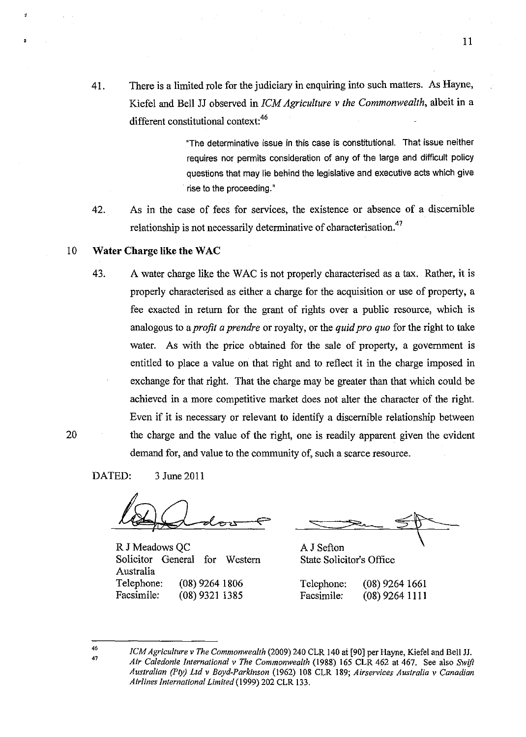41. There is a limited role for the judiciary in enquiring into such matters. As Hayne, Kiefel and Bell JJ observed in *ICM Agriculture v the Commonwealth*, albeit in a different constitutional context:[46]

> "The determinative issue in this case is constitutional. That issue neither requires nor permits consideration of any of the large and difficult policy questions that may lie behind the legislative and executive acts which give rise to the proceeding."

42. As in the case of fees for services, the existence or absence of a discernible relationship is not necessarily determinative of characterisation.[47]

**Water Charge like the WAC**

43. A water charge like the WAC is not properly characterised as a tax. Rather, it is properly characterised as either a charge for the acquisition or use of property, a fee exacted in return for the grant of rights over a public resource, which is analogous to a *profit a prendre* or royalty, or the *quid pro quo* for the right to take water. As with the price obtained for the sale of property, a government is entitled to place a value on that right and to reflect it in the charge imposed in exchange for that right. That the charge may be greater than that which could be achieved in a more competitive market does not alter the character of the right. Even if it is necessary or relevant to identify a discernible relationship between the charge and the value of the right, one is readily apparent given the evident demand for, and value to the community of, such a scarce resource.

DATED: 3 June 2011

R J Meadows QC
Solicitor General for Western Australia
Telephone: (08) 9264 1806
Facsimile: (08) 9321 1385

A J Sefton
State Solicitor's Office
Telephone: (08) 9264 1661
Facsimile: (08) 9264 1111

---

[46] *ICM Agriculture v The Commonwealth* (2009) 240 CLR 140 at [90] per Hayne, Kiefel and Bell JJ.

[47] *Air Caledonie International v The Commonwealth* (1988) 165 CLR 462 at 467. See also *Swift Australian (Pty) Ltd v Boyd-Parkinson* (1962) 108 CLR 189; *Airservices Australia v Canadian Airlines International Limited* (1999) 202 CLR 133.